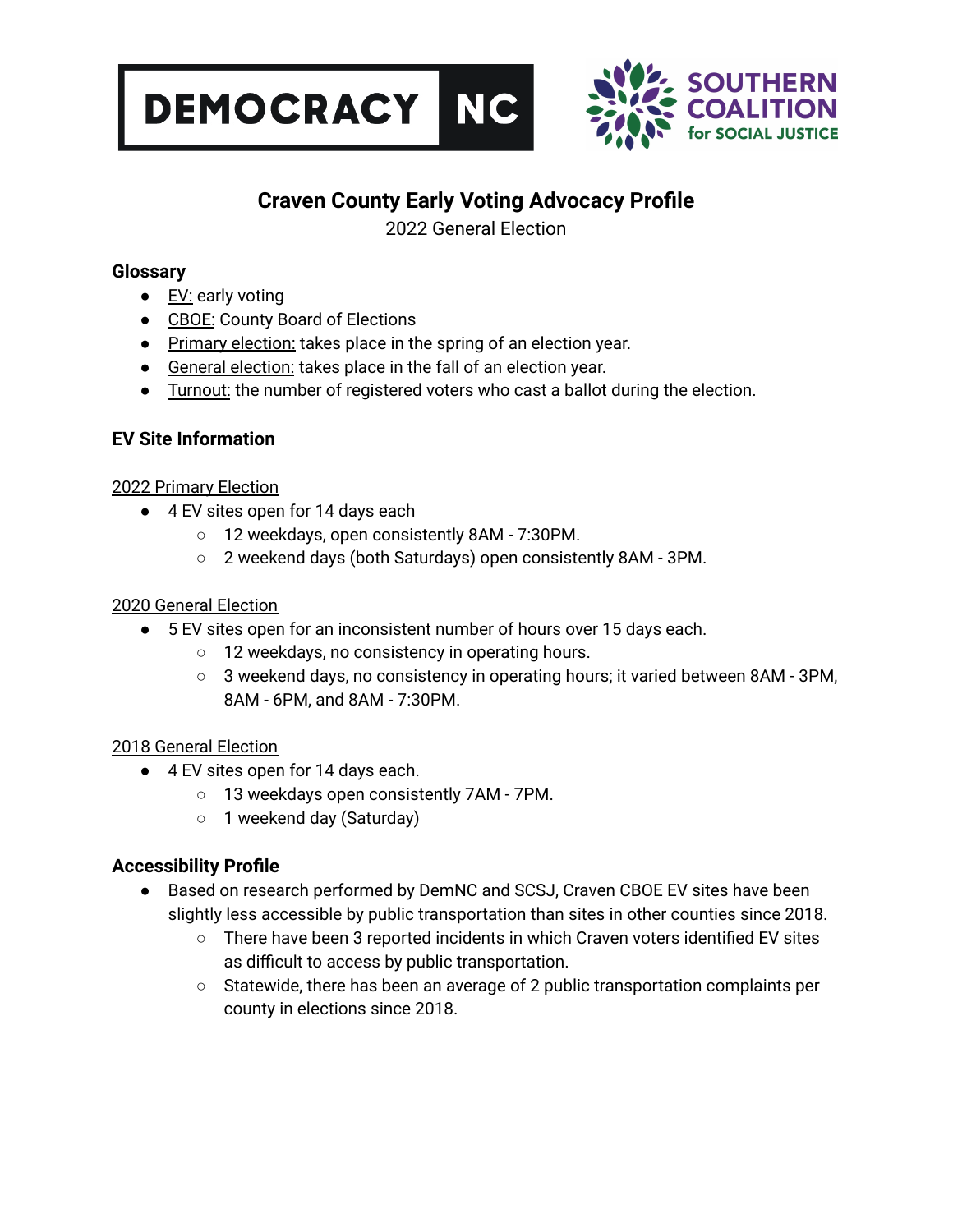DEMOCRACY NC

SOUTHERN COALITION for SOCIAL JUSTICE

# Craven County Early Voting Advocacy Profile

2022 General Election

## Glossary

- EV: early voting
- CBOE: County Board of Elections
- Primary election: takes place in the spring of an election year.
- General election: takes place in the fall of an election year.
- Turnout: the number of registered voters who cast a ballot during the election.

## EV Site Information

2022 Primary Election

- 4 EV sites open for 14 days each
  - 12 weekdays, open consistently 8AM - 7:30PM.
  - 2 weekend days (both Saturdays) open consistently 8AM - 3PM.

2020 General Election

- 5 EV sites open for an inconsistent number of hours over 15 days each.
  - 12 weekdays, no consistency in operating hours.
  - 3 weekend days, no consistency in operating hours; it varied between 8AM - 3PM, 8AM - 6PM, and 8AM - 7:30PM.

2018 General Election

- 4 EV sites open for 14 days each.
  - 13 weekdays open consistently 7AM - 7PM.
  - 1 weekend day (Saturday)

## Accessibility Profile

- Based on research performed by DemNC and SCSJ, Craven CBOE EV sites have been slightly less accessible by public transportation than sites in other counties since 2018.
  - There have been 3 reported incidents in which Craven voters identified EV sites as difficult to access by public transportation.
  - Statewide, there has been an average of 2 public transportation complaints per county in elections since 2018.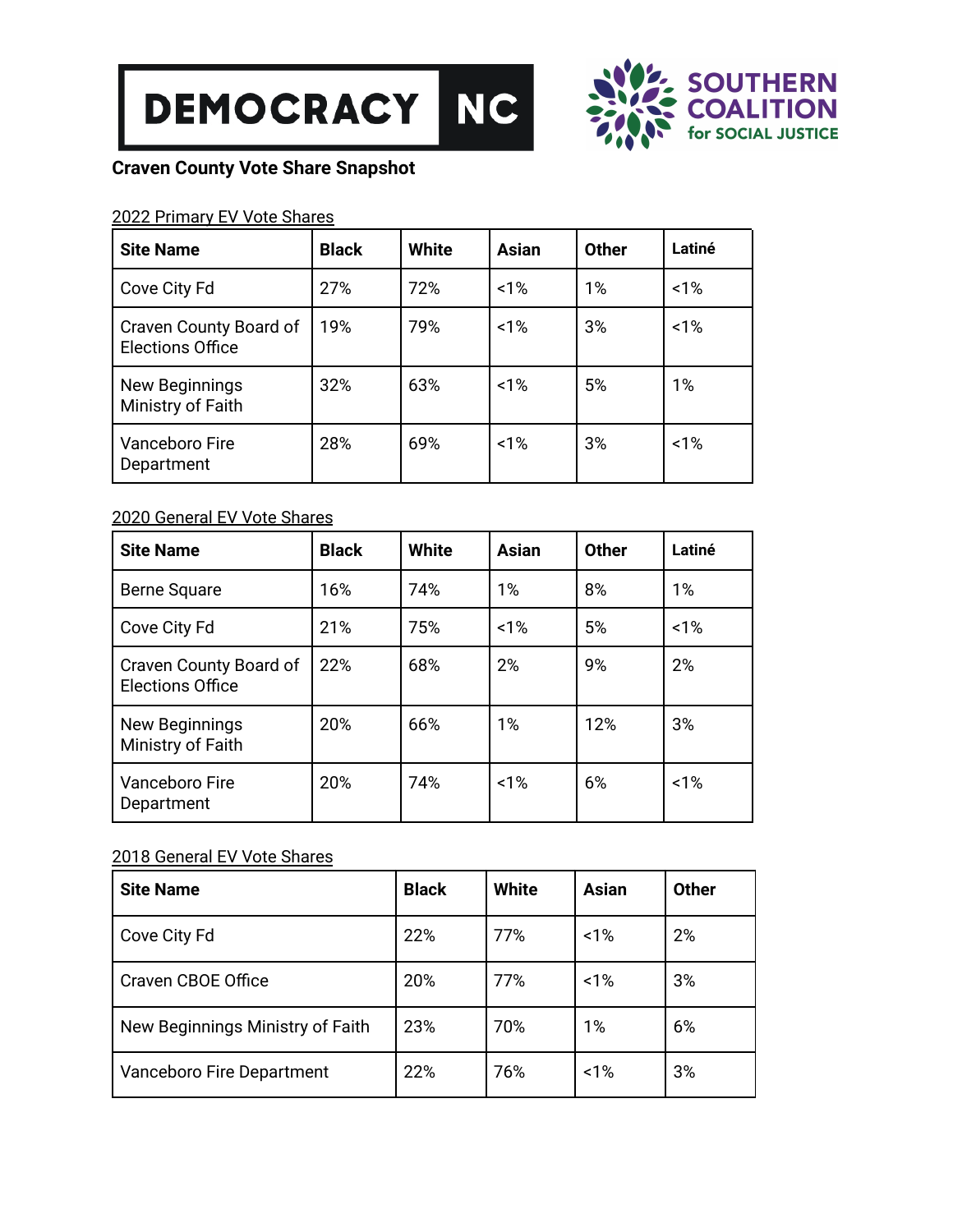**Craven County Vote Share Snapshot**

2022 Primary EV Vote Shares

| Site Name | Black | White | Asian | Other | Latiné |
|---|---|---|---|---|---|
| Cove City Fd | 27% | 72% | <1% | 1% | <1% |
| Craven County Board of Elections Office | 19% | 79% | <1% | 3% | <1% |
| New Beginnings Ministry of Faith | 32% | 63% | <1% | 5% | 1% |
| Vanceboro Fire Department | 28% | 69% | <1% | 3% | <1% |

2020 General EV Vote Shares

| Site Name | Black | White | Asian | Other | Latiné |
|---|---|---|---|---|---|
| Berne Square | 16% | 74% | 1% | 8% | 1% |
| Cove City Fd | 21% | 75% | <1% | 5% | <1% |
| Craven County Board of Elections Office | 22% | 68% | 2% | 9% | 2% |
| New Beginnings Ministry of Faith | 20% | 66% | 1% | 12% | 3% |
| Vanceboro Fire Department | 20% | 74% | <1% | 6% | <1% |

2018 General EV Vote Shares

| Site Name | Black | White | Asian | Other |
|---|---|---|---|---|
| Cove City Fd | 22% | 77% | <1% | 2% |
| Craven CBOE Office | 20% | 77% | <1% | 3% |
| New Beginnings Ministry of Faith | 23% | 70% | 1% | 6% |
| Vanceboro Fire Department | 22% | 76% | <1% | 3% |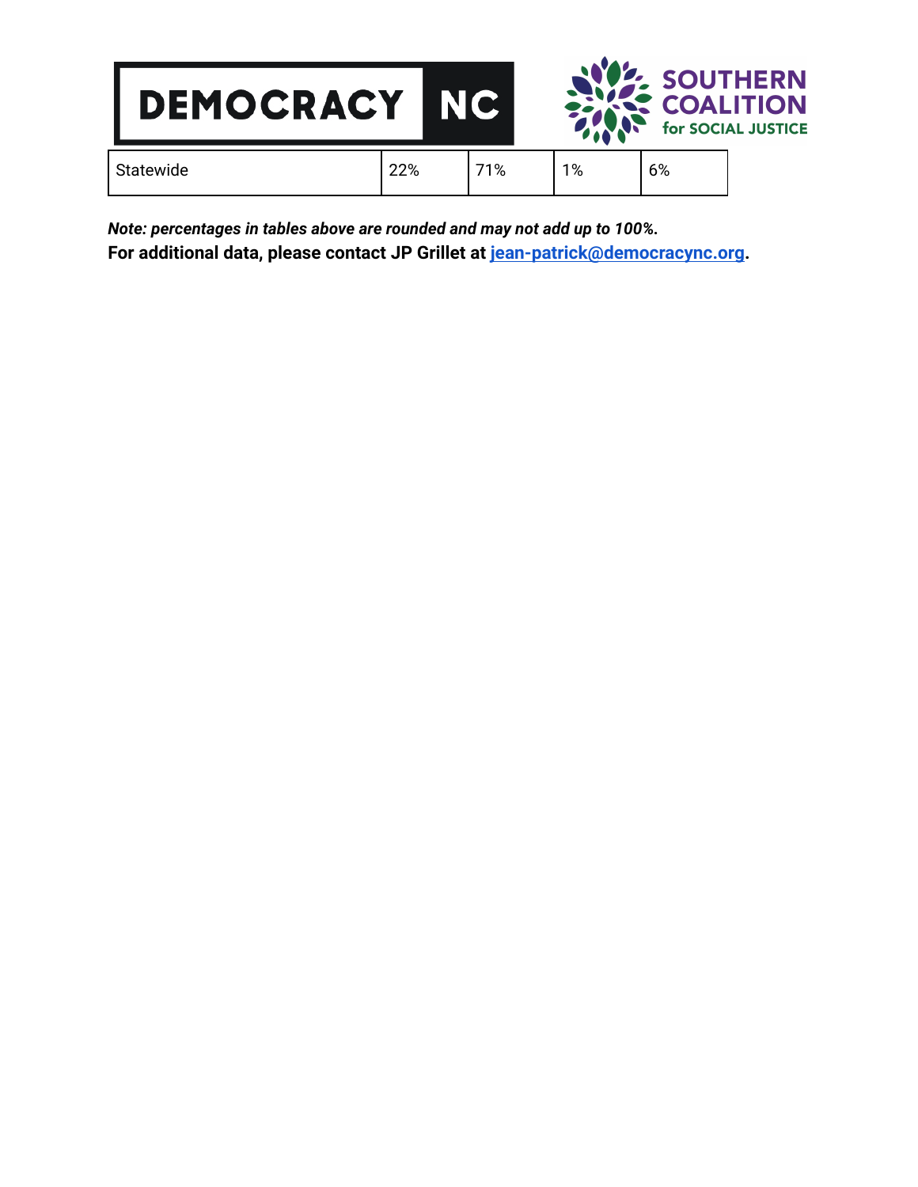| | | | | |
|---|---|---|---|---|
| Statewide | 22% | 71% | 1% | 6% |

***Note: percentages in tables above are rounded and may not add up to 100%.***

**For additional data, please contact JP Grillet at [jean-patrick@democracync.org](mailto:jean-patrick@democracync.org).**